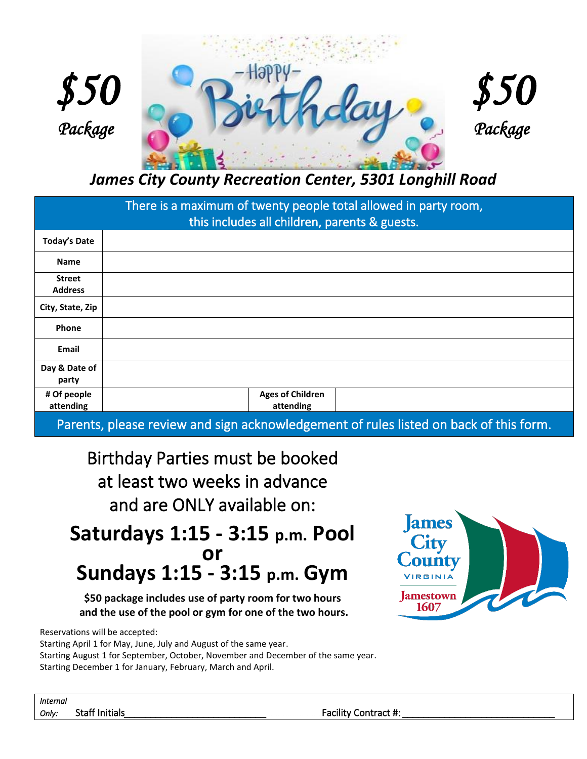*$50 Package*

Happy Birthday

*$50 Package*

### *James City County Recreation Center, 5301 Longhill Road*

| There is a maximum of twenty people total allowed in party room, this includes all children, parents & guests. | | | |
|---|---|---|---|
| **Today's Date** | | | |
| **Name** | | | |
| **Street Address** | | | |
| **City, State, Zip** | | | |
| **Phone** | | | |
| **Email** | | | |
| **Day & Date of party** | | | |
| **# Of people attending** | | **Ages of Children attending** | |
| Parents, please review and sign acknowledgement of rules listed on back of this form. | | | |

## Birthday Parties must be booked at least two weeks in advance and are ONLY available on:

## **Saturdays 1:15 - 3:15 p.m. Pool**
## **or**
## **Sundays 1:15 - 3:15 p.m. Gym**

**$50 package includes use of party room for two hours and the use of the pool or gym for one of the two hours.**

James City County VIRGINIA Jamestown 1607

Reservations will be accepted:
Starting April 1 for May, June, July and August of the same year.
Starting August 1 for September, October, November and December of the same year.
Starting December 1 for January, February, March and April.

*Internal Only:* Staff Initials\_\_\_\_\_\_\_\_\_\_\_\_\_\_\_\_\_\_\_\_\_\_\_\_\_\_\_\_ Facility Contract #: \_\_\_\_\_\_\_\_\_\_\_\_\_\_\_\_\_\_\_\_\_\_\_\_\_\_\_\_\_\_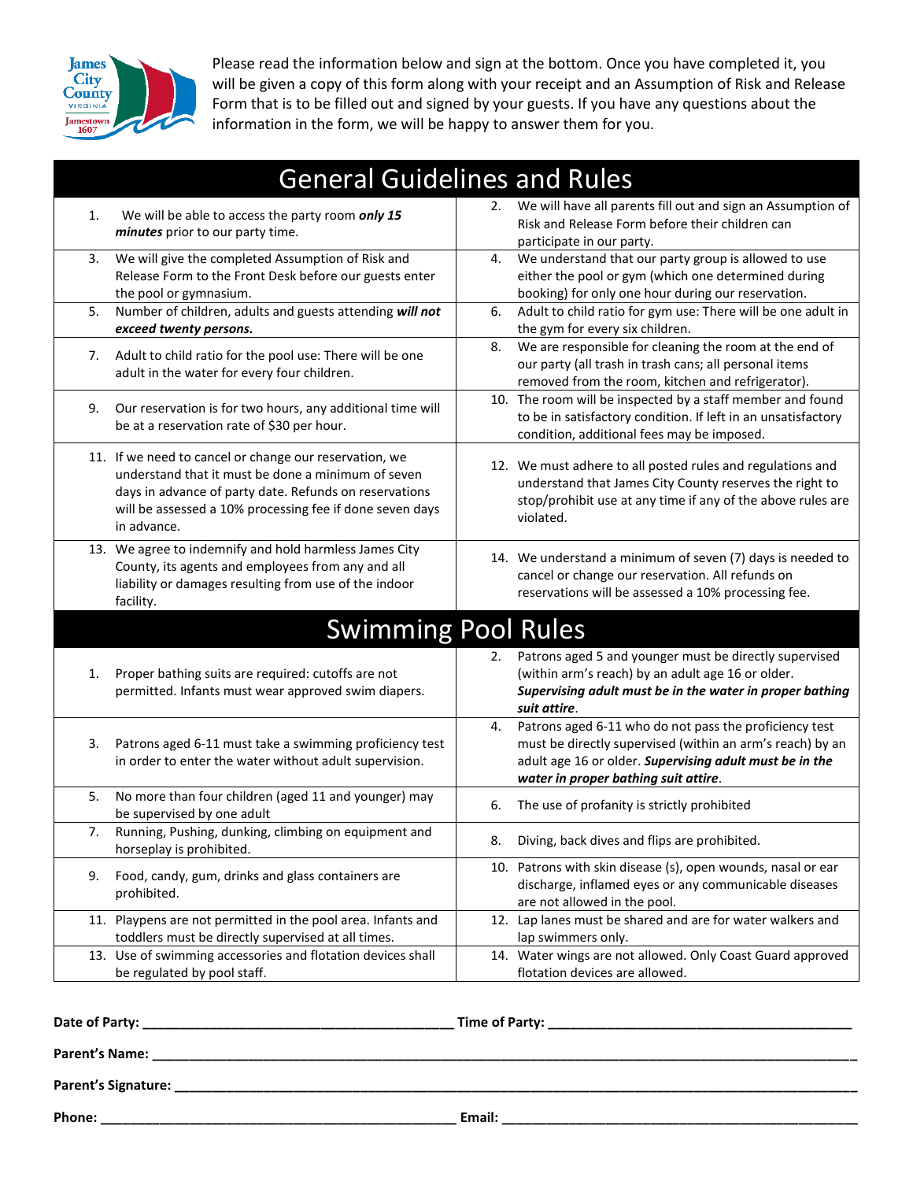Please read the information below and sign at the bottom. Once you have completed it, you will be given a copy of this form along with your receipt and an Assumption of Risk and Release Form that is to be filled out and signed by your guests. If you have any questions about the information in the form, we will be happy to answer them for you.

## General Guidelines and Rules

| | |
|---|---|
| 1. We will be able to access the party room ***only 15 minutes*** prior to our party time. | 2. We will have all parents fill out and sign an Assumption of Risk and Release Form before their children can participate in our party. |
| 3. We will give the completed Assumption of Risk and Release Form to the Front Desk before our guests enter the pool or gymnasium. | 4. We understand that our party group is allowed to use either the pool or gym (which one determined during booking) for only one hour during our reservation. |
| 5. Number of children, adults and guests attending ***will not exceed twenty persons.*** | 6. Adult to child ratio for gym use: There will be one adult in the gym for every six children. |
| 7. Adult to child ratio for the pool use: There will be one adult in the water for every four children. | 8. We are responsible for cleaning the room at the end of our party (all trash in trash cans; all personal items removed from the room, kitchen and refrigerator). |
| 9. Our reservation is for two hours, any additional time will be at a reservation rate of $30 per hour. | 10. The room will be inspected by a staff member and found to be in satisfactory condition. If left in an unsatisfactory condition, additional fees may be imposed. |
| 11. If we need to cancel or change our reservation, we understand that it must be done a minimum of seven days in advance of party date. Refunds on reservations will be assessed a 10% processing fee if done seven days in advance. | 12. We must adhere to all posted rules and regulations and understand that James City County reserves the right to stop/prohibit use at any time if any of the above rules are violated. |
| 13. We agree to indemnify and hold harmless James City County, its agents and employees from any and all liability or damages resulting from use of the indoor facility. | 14. We understand a minimum of seven (7) days is needed to cancel or change our reservation. All refunds on reservations will be assessed a 10% processing fee. |

## Swimming Pool Rules

| | |
|---|---|
| 1. Proper bathing suits are required: cutoffs are not permitted. Infants must wear approved swim diapers. | 2. Patrons aged 5 and younger must be directly supervised (within arm's reach) by an adult age 16 or older. ***Supervising adult must be in the water in proper bathing suit attire***. |
| 3. Patrons aged 6-11 must take a swimming proficiency test in order to enter the water without adult supervision. | 4. Patrons aged 6-11 who do not pass the proficiency test must be directly supervised (within an arm's reach) by an adult age 16 or older. ***Supervising adult must be in the water in proper bathing suit attire***. |
| 5. No more than four children (aged 11 and younger) may be supervised by one adult | 6. The use of profanity is strictly prohibited |
| 7. Running, Pushing, dunking, climbing on equipment and horseplay is prohibited. | 8. Diving, back dives and flips are prohibited. |
| 9. Food, candy, gum, drinks and glass containers are prohibited. | 10. Patrons with skin disease (s), open wounds, nasal or ear discharge, inflamed eyes or any communicable diseases are not allowed in the pool. |
| 11. Playpens are not permitted in the pool area. Infants and toddlers must be directly supervised at all times. | 12. Lap lanes must be shared and are for water walkers and lap swimmers only. |
| 13. Use of swimming accessories and flotation devices shall be regulated by pool staff. | 14. Water wings are not allowed. Only Coast Guard approved flotation devices are allowed. |

**Date of Party:** ________________________ **Time of Party:** ________________________

**Parent's Name:** ________________________________________________

**Parent's Signature:** ________________________________________________

**Phone:** ________________________ **Email:** ________________________